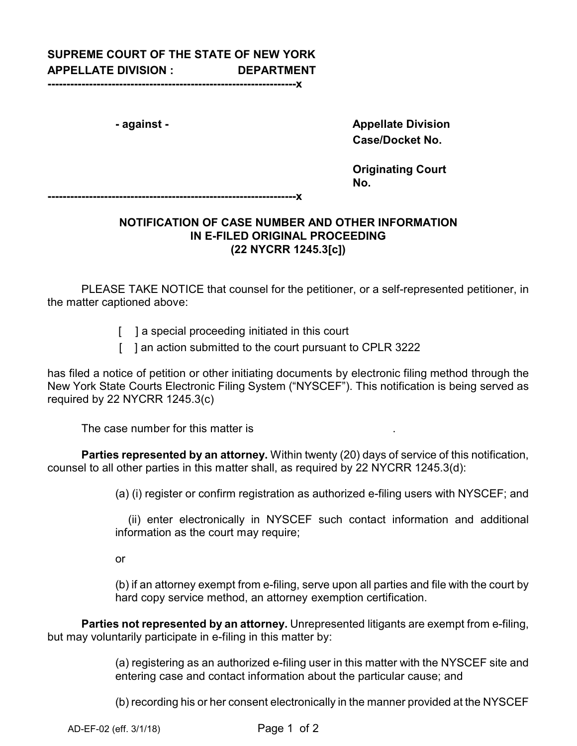**SUPREME COURT OF THE STATE OF NEW YORK**
**APPELLATE DIVISION : DEPARTMENT**

-----------------------------------------------------------------x

**- against -**

**Appellate Division Case/Docket No.**

**Originating Court No.**

-----------------------------------------------------------------x

**NOTIFICATION OF CASE NUMBER AND OTHER INFORMATION IN E-FILED ORIGINAL PROCEEDING (22 NYCRR 1245.3[c])**

PLEASE TAKE NOTICE that counsel for the petitioner, or a self-represented petitioner, in the matter captioned above:

[ ] a special proceeding initiated in this court

[ ] an action submitted to the court pursuant to CPLR 3222

has filed a notice of petition or other initiating documents by electronic filing method through the New York State Courts Electronic Filing System ("NYSCEF"). This notification is being served as required by 22 NYCRR 1245.3(c)

The case number for this matter is .

**Parties represented by an attorney.** Within twenty (20) days of service of this notification, counsel to all other parties in this matter shall, as required by 22 NYCRR 1245.3(d):

(a) (i) register or confirm registration as authorized e-filing users with NYSCEF; and

(ii) enter electronically in NYSCEF such contact information and additional information as the court may require;

or

(b) if an attorney exempt from e-filing, serve upon all parties and file with the court by hard copy service method, an attorney exemption certification.

**Parties not represented by an attorney.** Unrepresented litigants are exempt from e-filing, but may voluntarily participate in e-filing in this matter by:

(a) registering as an authorized e-filing user in this matter with the NYSCEF site and entering case and contact information about the particular cause; and

(b) recording his or her consent electronically in the manner provided at the NYSCEF

AD-EF-02 (eff. 3/1/18)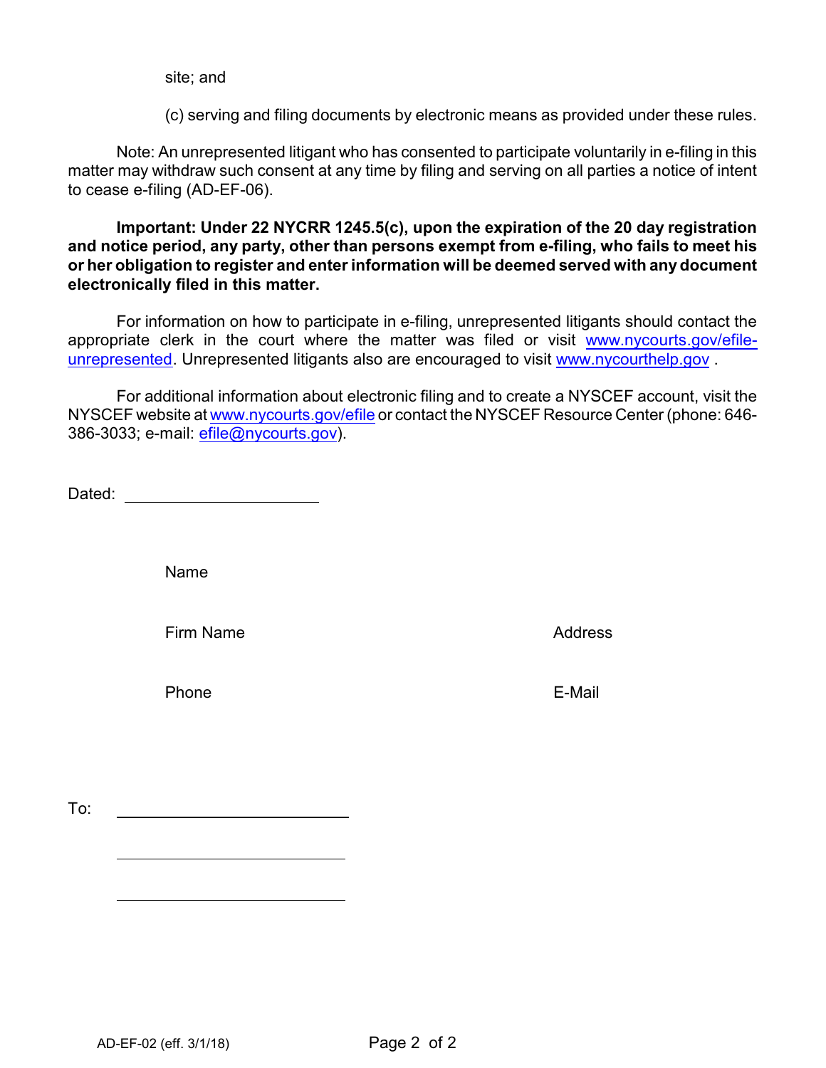site; and

(c) serving and filing documents by electronic means as provided under these rules.

Note: An unrepresented litigant who has consented to participate voluntarily in e-filing in this matter may withdraw such consent at any time by filing and serving on all parties a notice of intent to cease e-filing (AD-EF-06).

**Important: Under 22 NYCRR 1245.5(c), upon the expiration of the 20 day registration and notice period, any party, other than persons exempt from e-filing, who fails to meet his or her obligation to register and enter information will be deemed served with any document electronically filed in this matter.**

For information on how to participate in e-filing, unrepresented litigants should contact the appropriate clerk in the court where the matter was filed or visit www.nycourts.gov/efile-unrepresented. Unrepresented litigants also are encouraged to visit www.nycourthelp.gov .

For additional information about electronic filing and to create a NYSCEF account, visit the NYSCEF website at www.nycourts.gov/efile or contact the NYSCEF Resource Center (phone: 646-386-3033; e-mail: efile@nycourts.gov).

Dated: ____________________

Name

Firm Name

Address

Phone

E-Mail

To: ____________________

____________________

____________________

AD-EF-02 (eff. 3/1/18)